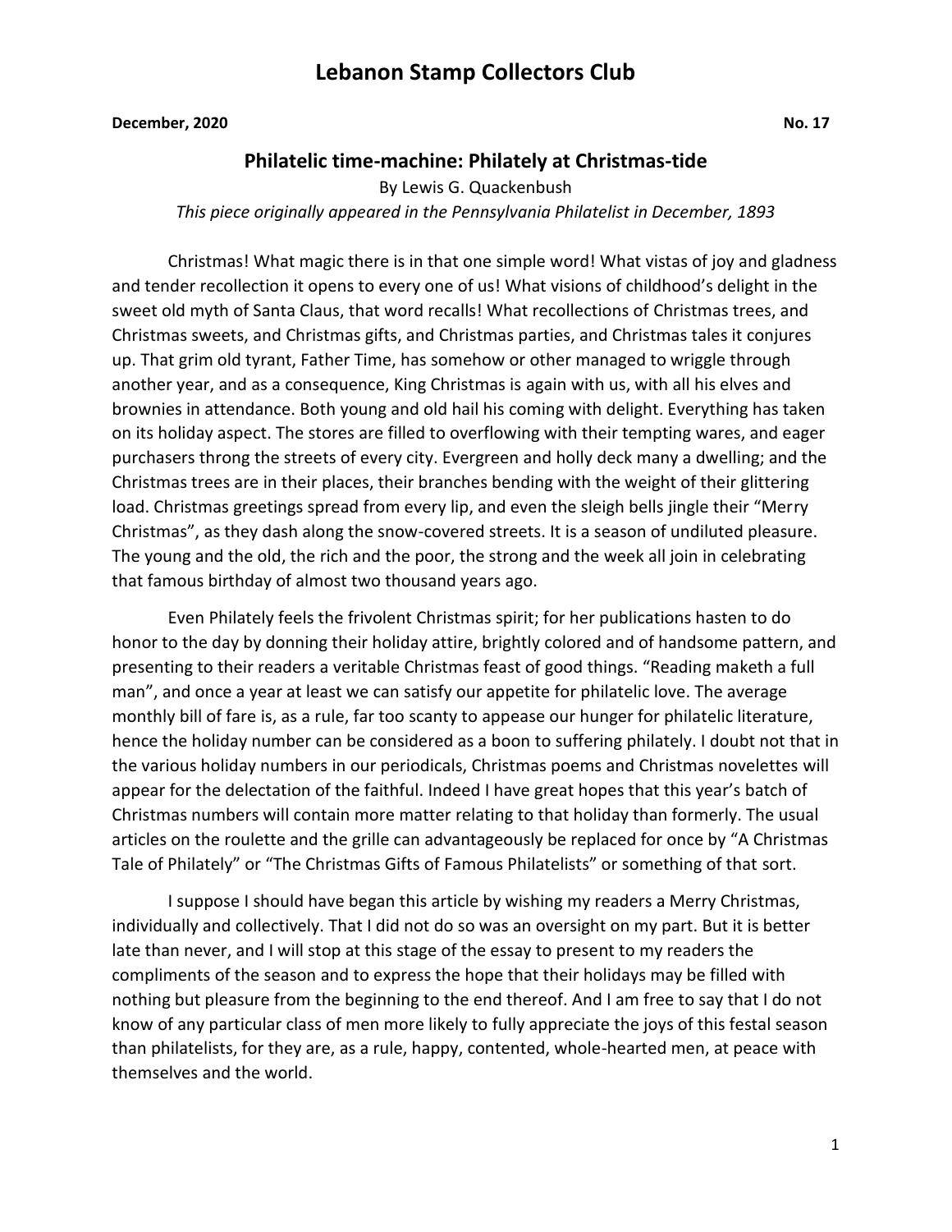# Lebanon Stamp Collectors Club

**December, 2020** **No. 17**

## Philatelic time-machine: Philately at Christmas-tide

By Lewis G. Quackenbush

*This piece originally appeared in the Pennsylvania Philatelist in December, 1893*

Christmas! What magic there is in that one simple word! What vistas of joy and gladness and tender recollection it opens to every one of us! What visions of childhood's delight in the sweet old myth of Santa Claus, that word recalls! What recollections of Christmas trees, and Christmas sweets, and Christmas gifts, and Christmas parties, and Christmas tales it conjures up. That grim old tyrant, Father Time, has somehow or other managed to wriggle through another year, and as a consequence, King Christmas is again with us, with all his elves and brownies in attendance. Both young and old hail his coming with delight. Everything has taken on its holiday aspect. The stores are filled to overflowing with their tempting wares, and eager purchasers throng the streets of every city. Evergreen and holly deck many a dwelling; and the Christmas trees are in their places, their branches bending with the weight of their glittering load. Christmas greetings spread from every lip, and even the sleigh bells jingle their "Merry Christmas", as they dash along the snow-covered streets. It is a season of undiluted pleasure. The young and the old, the rich and the poor, the strong and the week all join in celebrating that famous birthday of almost two thousand years ago.

Even Philately feels the frivolent Christmas spirit; for her publications hasten to do honor to the day by donning their holiday attire, brightly colored and of handsome pattern, and presenting to their readers a veritable Christmas feast of good things. "Reading maketh a full man", and once a year at least we can satisfy our appetite for philatelic love. The average monthly bill of fare is, as a rule, far too scanty to appease our hunger for philatelic literature, hence the holiday number can be considered as a boon to suffering philately. I doubt not that in the various holiday numbers in our periodicals, Christmas poems and Christmas novelettes will appear for the delectation of the faithful. Indeed I have great hopes that this year's batch of Christmas numbers will contain more matter relating to that holiday than formerly. The usual articles on the roulette and the grille can advantageously be replaced for once by "A Christmas Tale of Philately" or "The Christmas Gifts of Famous Philatelists" or something of that sort.

I suppose I should have began this article by wishing my readers a Merry Christmas, individually and collectively. That I did not do so was an oversight on my part. But it is better late than never, and I will stop at this stage of the essay to present to my readers the compliments of the season and to express the hope that their holidays may be filled with nothing but pleasure from the beginning to the end thereof. And I am free to say that I do not know of any particular class of men more likely to fully appreciate the joys of this festal season than philatelists, for they are, as a rule, happy, contented, whole-hearted men, at peace with themselves and the world.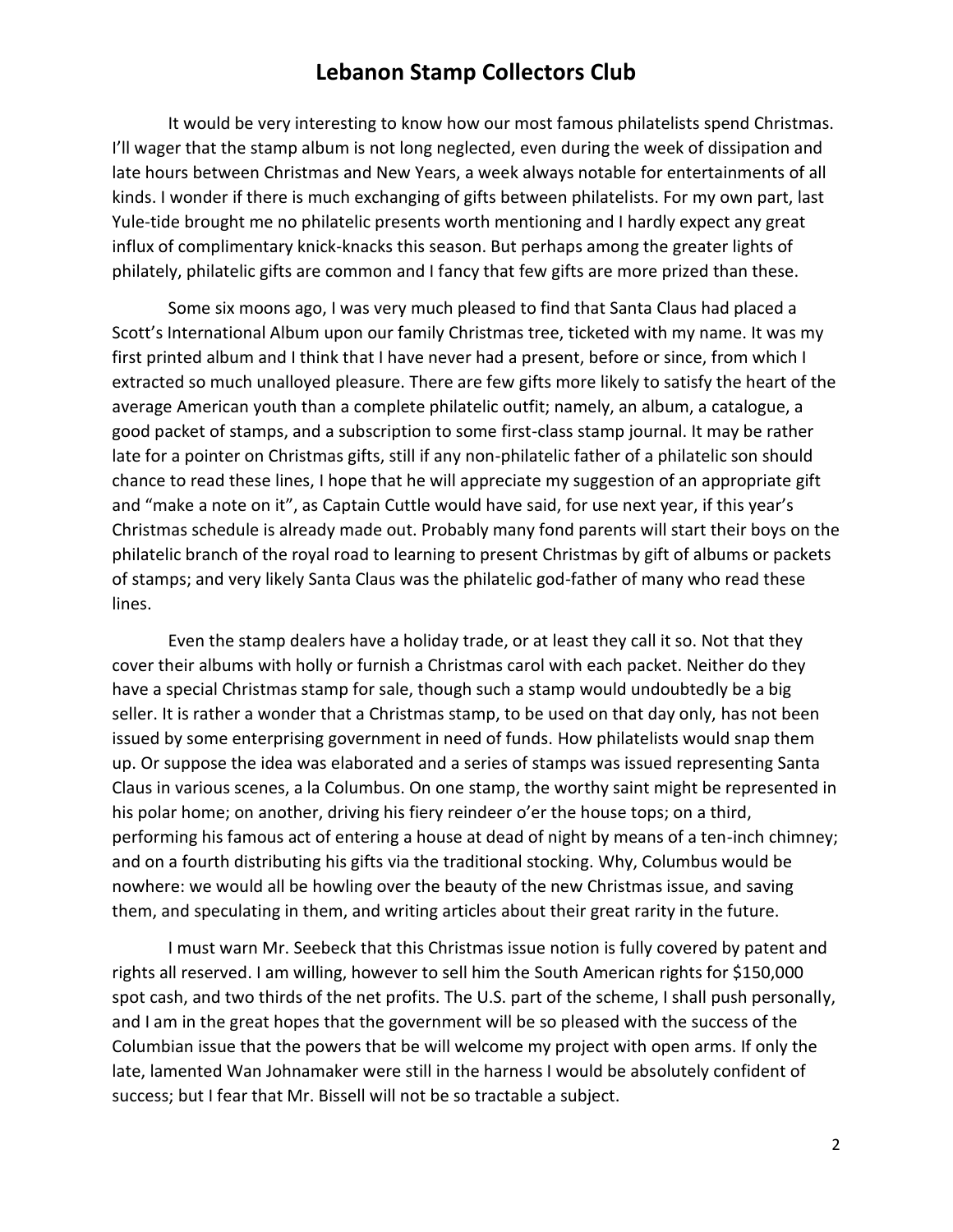It would be very interesting to know how our most famous philatelists spend Christmas. I'll wager that the stamp album is not long neglected, even during the week of dissipation and late hours between Christmas and New Years, a week always notable for entertainments of all kinds. I wonder if there is much exchanging of gifts between philatelists. For my own part, last Yule-tide brought me no philatelic presents worth mentioning and I hardly expect any great influx of complimentary knick-knacks this season. But perhaps among the greater lights of philately, philatelic gifts are common and I fancy that few gifts are more prized than these.

Some six moons ago, I was very much pleased to find that Santa Claus had placed a Scott's International Album upon our family Christmas tree, ticketed with my name. It was my first printed album and I think that I have never had a present, before or since, from which I extracted so much unalloyed pleasure. There are few gifts more likely to satisfy the heart of the average American youth than a complete philatelic outfit; namely, an album, a catalogue, a good packet of stamps, and a subscription to some first-class stamp journal. It may be rather late for a pointer on Christmas gifts, still if any non-philatelic father of a philatelic son should chance to read these lines, I hope that he will appreciate my suggestion of an appropriate gift and "make a note on it", as Captain Cuttle would have said, for use next year, if this year's Christmas schedule is already made out. Probably many fond parents will start their boys on the philatelic branch of the royal road to learning to present Christmas by gift of albums or packets of stamps; and very likely Santa Claus was the philatelic god-father of many who read these lines.

Even the stamp dealers have a holiday trade, or at least they call it so. Not that they cover their albums with holly or furnish a Christmas carol with each packet. Neither do they have a special Christmas stamp for sale, though such a stamp would undoubtedly be a big seller. It is rather a wonder that a Christmas stamp, to be used on that day only, has not been issued by some enterprising government in need of funds. How philatelists would snap them up. Or suppose the idea was elaborated and a series of stamps was issued representing Santa Claus in various scenes, a la Columbus. On one stamp, the worthy saint might be represented in his polar home; on another, driving his fiery reindeer o'er the house tops; on a third, performing his famous act of entering a house at dead of night by means of a ten-inch chimney; and on a fourth distributing his gifts via the traditional stocking. Why, Columbus would be nowhere: we would all be howling over the beauty of the new Christmas issue, and saving them, and speculating in them, and writing articles about their great rarity in the future.

I must warn Mr. Seebeck that this Christmas issue notion is fully covered by patent and rights all reserved. I am willing, however to sell him the South American rights for $150,000 spot cash, and two thirds of the net profits. The U.S. part of the scheme, I shall push personally, and I am in the great hopes that the government will be so pleased with the success of the Columbian issue that the powers that be will welcome my project with open arms. If only the late, lamented Wan Johnamaker were still in the harness I would be absolutely confident of success; but I fear that Mr. Bissell will not be so tractable a subject.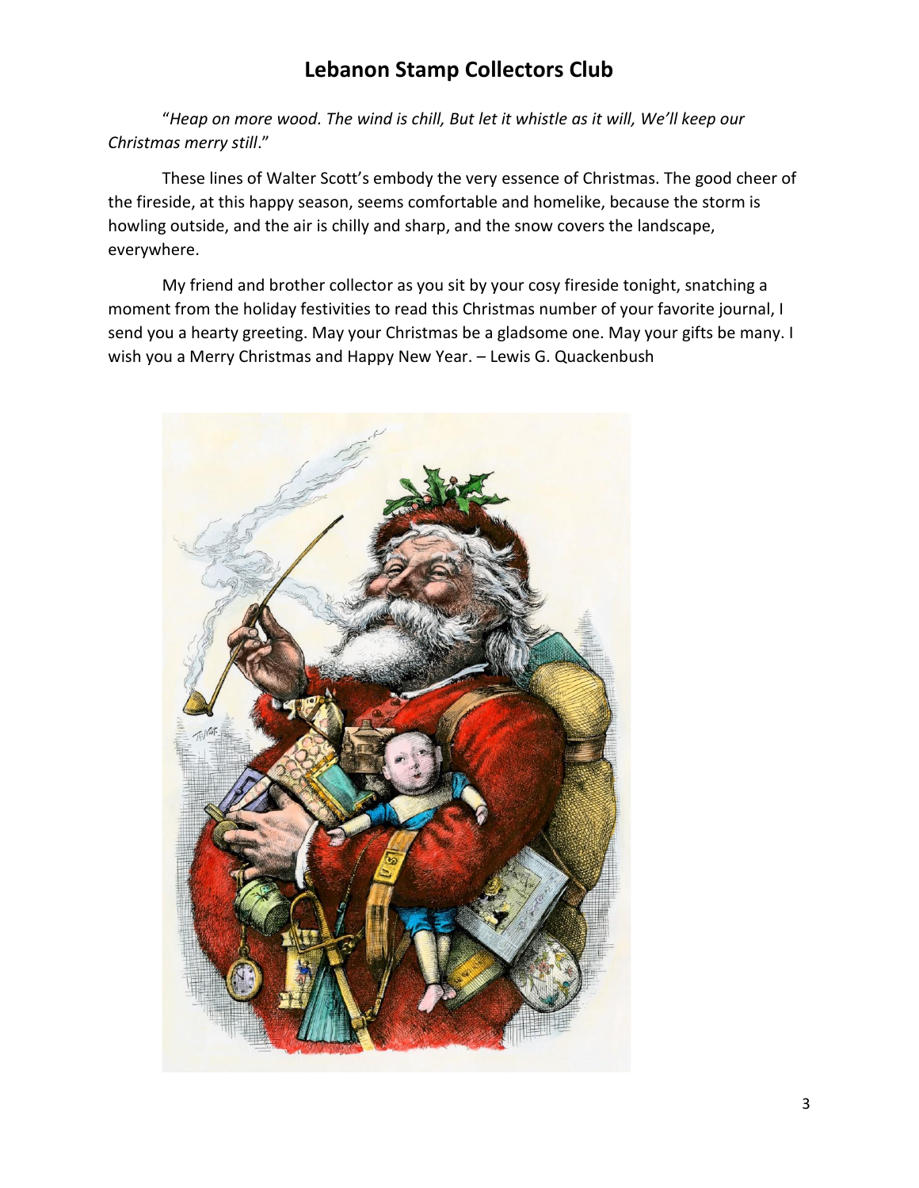# Lebanon Stamp Collectors Club

"*Heap on more wood. The wind is chill, But let it whistle as it will, We'll keep our Christmas merry still*."

These lines of Walter Scott's embody the very essence of Christmas. The good cheer of the fireside, at this happy season, seems comfortable and homelike, because the storm is howling outside, and the air is chilly and sharp, and the snow covers the landscape, everywhere.

My friend and brother collector as you sit by your cosy fireside tonight, snatching a moment from the holiday festivities to read this Christmas number of your favorite journal, I send you a hearty greeting. May your Christmas be a gladsome one. May your gifts be many. I wish you a Merry Christmas and Happy New Year. – Lewis G. Quackenbush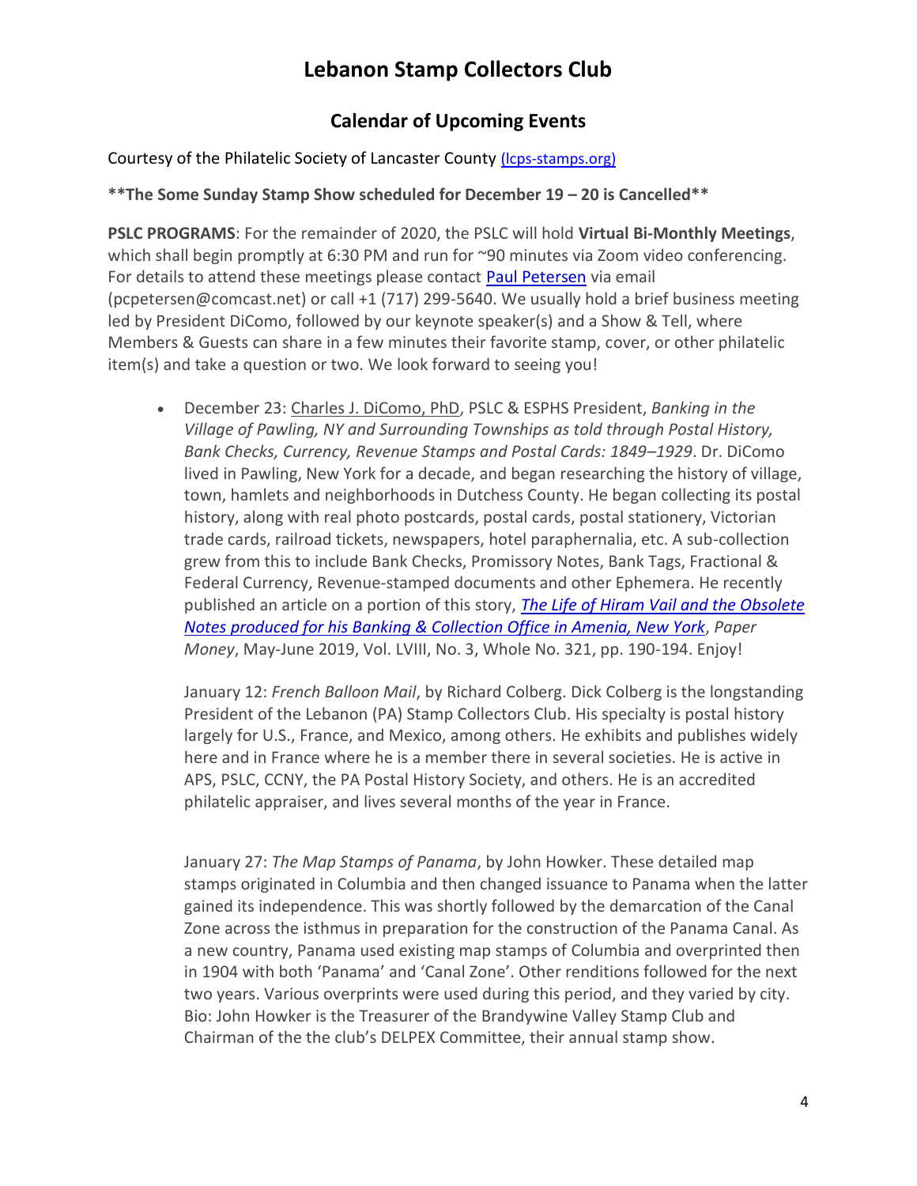# Lebanon Stamp Collectors Club

## Calendar of Upcoming Events

Courtesy of the Philatelic Society of Lancaster County [(lcps-stamps.org)](lcps-stamps.org)

****The Some Sunday Stamp Show scheduled for December 19 – 20 is Cancelled****

**PSLC PROGRAMS**: For the remainder of 2020, the PSLC will hold **Virtual Bi-Monthly Meetings**, which shall begin promptly at 6:30 PM and run for ~90 minutes via Zoom video conferencing. For details to attend these meetings please contact Paul Petersen via email (pcpetersen@comcast.net) or call +1 (717) 299-5640. We usually hold a brief business meeting led by President DiComo, followed by our keynote speaker(s) and a Show & Tell, where Members & Guests can share in a few minutes their favorite stamp, cover, or other philatelic item(s) and take a question or two. We look forward to seeing you!

- December 23: Charles J. DiComo, PhD, PSLC & ESPHS President, *Banking in the Village of Pawling, NY and Surrounding Townships as told through Postal History, Bank Checks, Currency, Revenue Stamps and Postal Cards: 1849–1929*. Dr. DiComo lived in Pawling, New York for a decade, and began researching the history of village, town, hamlets and neighborhoods in Dutchess County. He began collecting its postal history, along with real photo postcards, postal cards, postal stationery, Victorian trade cards, railroad tickets, newspapers, hotel paraphernalia, etc. A sub-collection grew from this to include Bank Checks, Promissory Notes, Bank Tags, Fractional & Federal Currency, Revenue-stamped documents and other Ephemera. He recently published an article on a portion of this story, *The Life of Hiram Vail and the Obsolete Notes produced for his Banking & Collection Office in Amenia, New York*, *Paper Money*, May-June 2019, Vol. LVIII, No. 3, Whole No. 321, pp. 190-194. Enjoy!

  January 12: *French Balloon Mail*, by Richard Colberg. Dick Colberg is the longstanding President of the Lebanon (PA) Stamp Collectors Club. His specialty is postal history largely for U.S., France, and Mexico, among others. He exhibits and publishes widely here and in France where he is a member there in several societies. He is active in APS, PSLC, CCNY, the PA Postal History Society, and others. He is an accredited philatelic appraiser, and lives several months of the year in France.

  January 27: *The Map Stamps of Panama*, by John Howker. These detailed map stamps originated in Columbia and then changed issuance to Panama when the latter gained its independence. This was shortly followed by the demarcation of the Canal Zone across the isthmus in preparation for the construction of the Panama Canal. As a new country, Panama used existing map stamps of Columbia and overprinted then in 1904 with both 'Panama' and 'Canal Zone'. Other renditions followed for the next two years. Various overprints were used during this period, and they varied by city. Bio: John Howker is the Treasurer of the Brandywine Valley Stamp Club and Chairman of the the club's DELPEX Committee, their annual stamp show.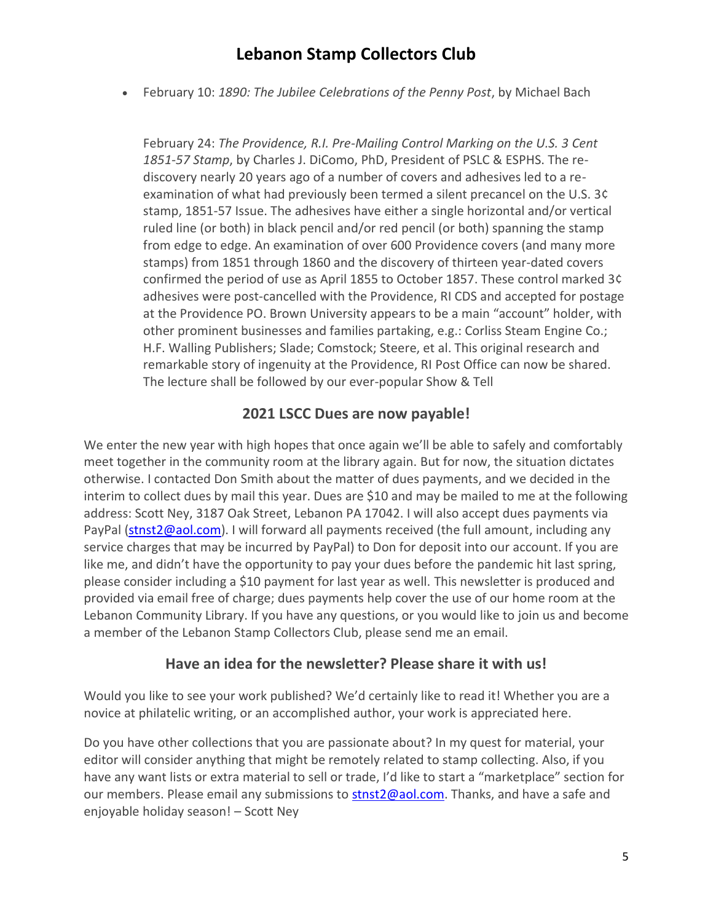- February 10: *1890: The Jubilee Celebrations of the Penny Post*, by Michael Bach

  February 24: *The Providence, R.I. Pre-Mailing Control Marking on the U.S. 3 Cent 1851-57 Stamp*, by Charles J. DiComo, PhD, President of PSLC & ESPHS. The re-discovery nearly 20 years ago of a number of covers and adhesives led to a re-examination of what had previously been termed a silent precancel on the U.S. 3¢ stamp, 1851-57 Issue. The adhesives have either a single horizontal and/or vertical ruled line (or both) in black pencil and/or red pencil (or both) spanning the stamp from edge to edge. An examination of over 600 Providence covers (and many more stamps) from 1851 through 1860 and the discovery of thirteen year-dated covers confirmed the period of use as April 1855 to October 1857. These control marked 3¢ adhesives were post-cancelled with the Providence, RI CDS and accepted for postage at the Providence PO. Brown University appears to be a main "account" holder, with other prominent businesses and families partaking, e.g.: Corliss Steam Engine Co.; H.F. Walling Publishers; Slade; Comstock; Steere, et al. This original research and remarkable story of ingenuity at the Providence, RI Post Office can now be shared. The lecture shall be followed by our ever-popular Show & Tell

## 2021 LSCC Dues are now payable!

We enter the new year with high hopes that once again we'll be able to safely and comfortably meet together in the community room at the library again. But for now, the situation dictates otherwise. I contacted Don Smith about the matter of dues payments, and we decided in the interim to collect dues by mail this year. Dues are $10 and may be mailed to me at the following address: Scott Ney, 3187 Oak Street, Lebanon PA 17042. I will also accept dues payments via PayPal (stnst2@aol.com). I will forward all payments received (the full amount, including any service charges that may be incurred by PayPal) to Don for deposit into our account. If you are like me, and didn't have the opportunity to pay your dues before the pandemic hit last spring, please consider including a $10 payment for last year as well. This newsletter is produced and provided via email free of charge; dues payments help cover the use of our home room at the Lebanon Community Library. If you have any questions, or you would like to join us and become a member of the Lebanon Stamp Collectors Club, please send me an email.

## Have an idea for the newsletter? Please share it with us!

Would you like to see your work published? We'd certainly like to read it! Whether you are a novice at philatelic writing, or an accomplished author, your work is appreciated here.

Do you have other collections that you are passionate about? In my quest for material, your editor will consider anything that might be remotely related to stamp collecting. Also, if you have any want lists or extra material to sell or trade, I'd like to start a "marketplace" section for our members. Please email any submissions to stnst2@aol.com. Thanks, and have a safe and enjoyable holiday season! – Scott Ney